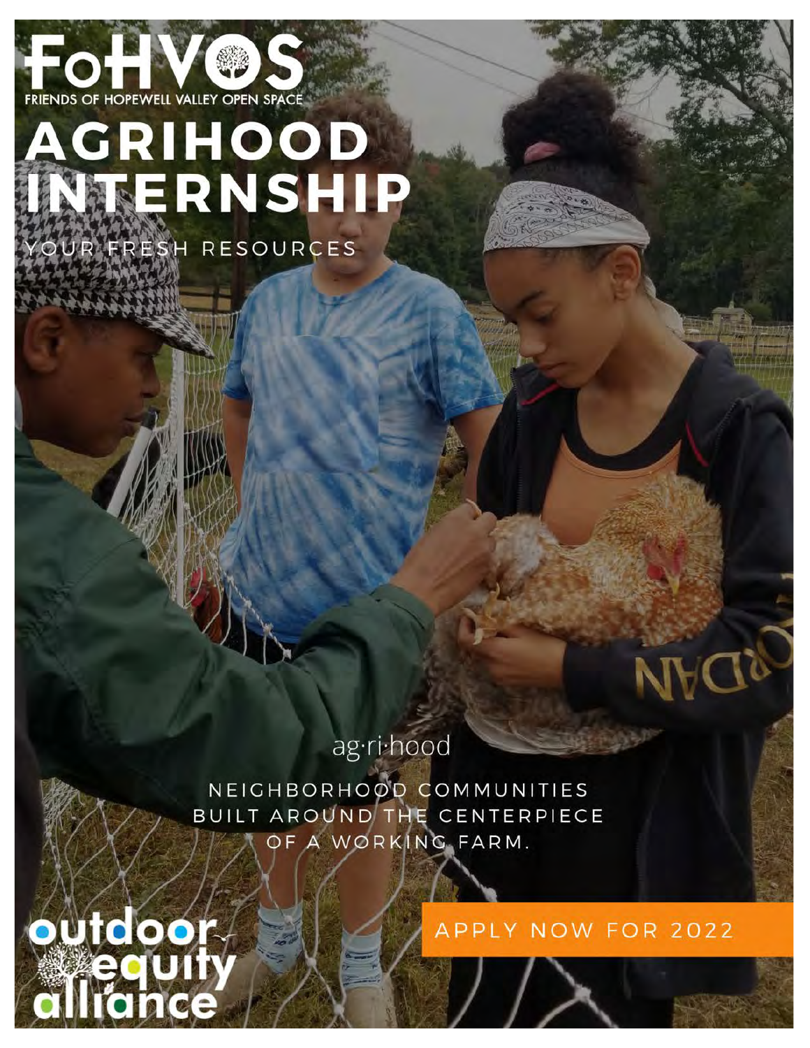# FoHVOS

FRIENDS OF HOPEWELL VALLEY OPEN SPACE

# AGRIHOOD INTERNSHIP

YOUR FRESH RESOURCES

ag·ri·hood

NEIGHBORHOOD COMMUNITIES BUILT AROUND THE CENTERPIECE OF A WORKING FARM.

APPLY NOW FOR 2022

outdoor equity alliance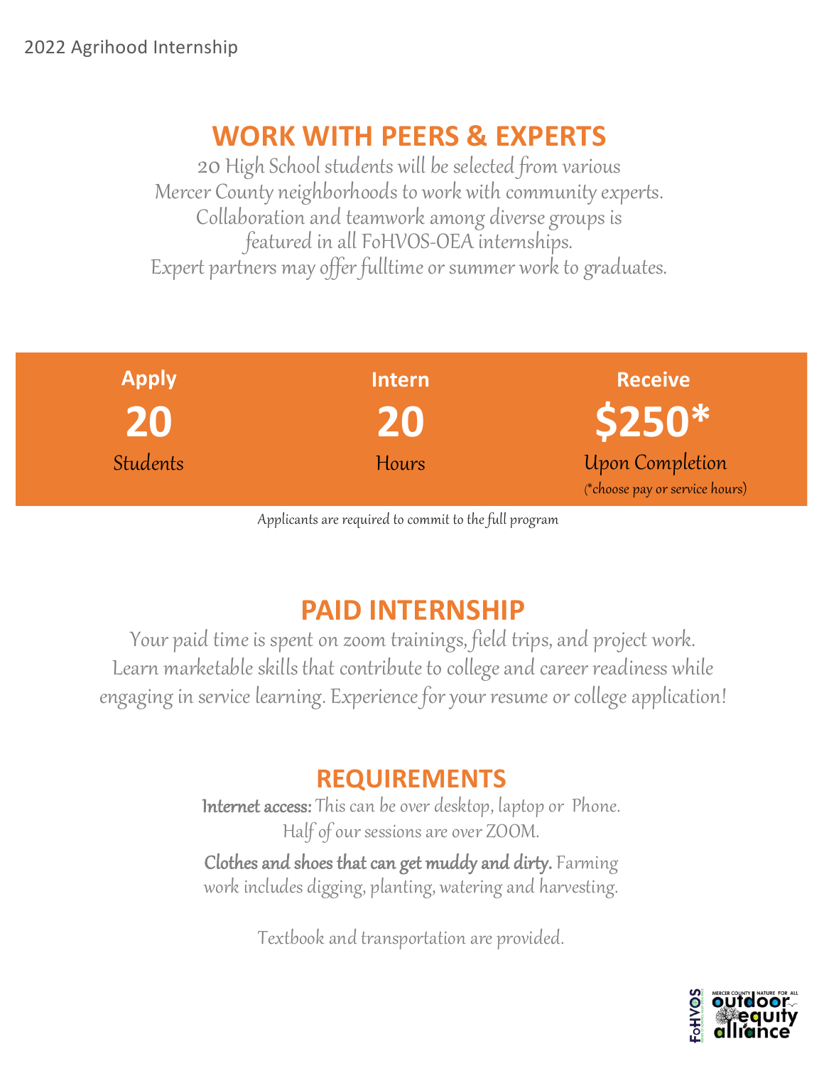2022 Agrihood Internship

## WORK WITH PEERS & EXPERTS

20 High School students will be selected from various Mercer County neighborhoods to work with community experts. Collaboration and teamwork among diverse groups is featured in all FoHVOS-OEA internships. Expert partners may offer fulltime or summer work to graduates.

| Apply | Intern | Receive |
|---|---|---|
| **20** | **20** | **$250*** |
| Students | Hours | Upon Completion |
| | | (*choose pay or service hours) |

Applicants are required to commit to the full program

## PAID INTERNSHIP

Your paid time is spent on zoom trainings, field trips, and project work. Learn marketable skills that contribute to college and career readiness while engaging in service learning. Experience for your resume or college application!

## REQUIREMENTS

**Internet access:** This can be over desktop, laptop or Phone. Half of our sessions are over ZOOM.

**Clothes and shoes that can get muddy and dirty.** Farming work includes digging, planting, watering and harvesting.

Textbook and transportation are provided.

FoHVOS | Mercer County Nature for All outdoor equity alliance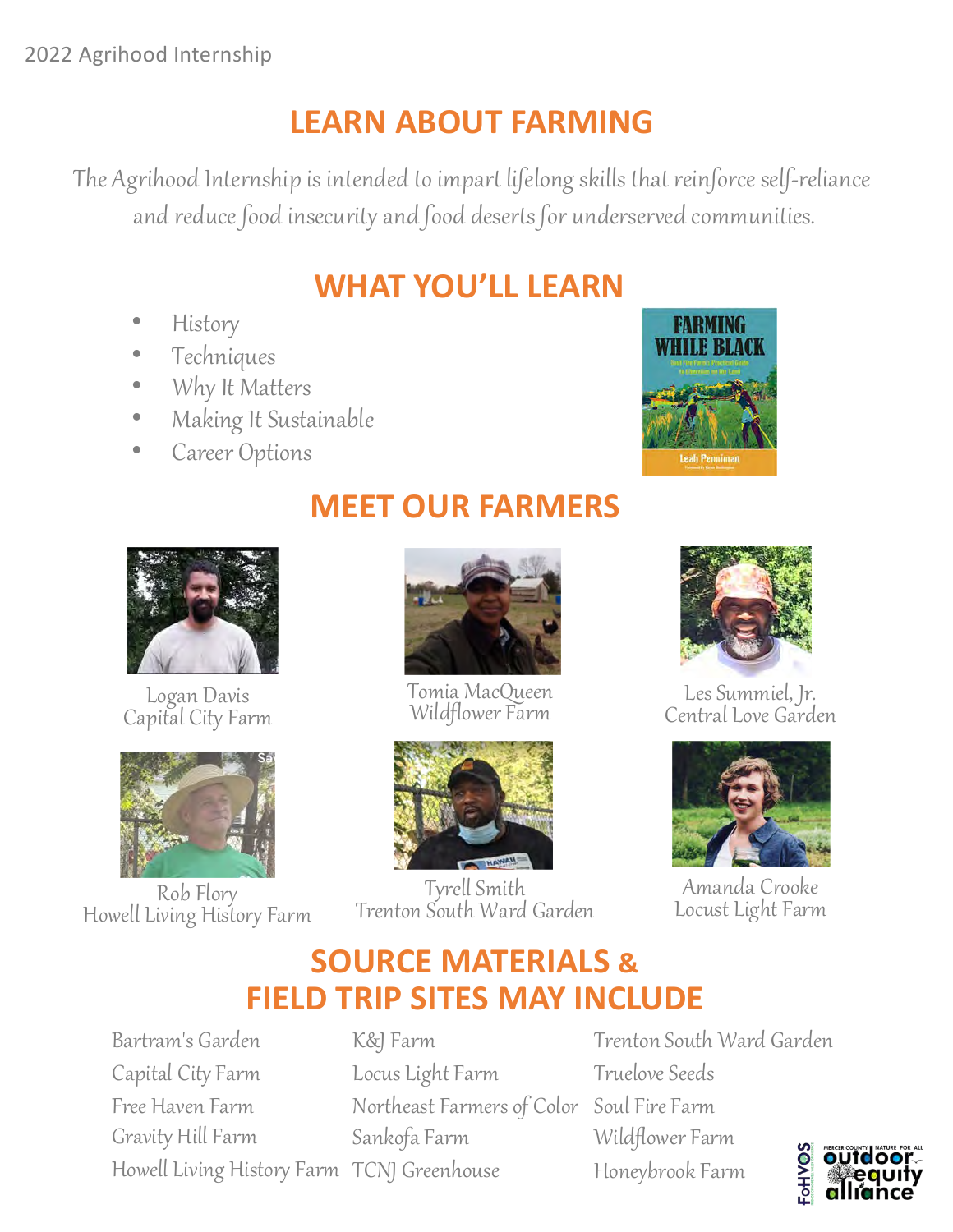2022 Agrihood Internship

## LEARN ABOUT FARMING

*The Agrihood Internship is intended to impart lifelong skills that reinforce self-reliance and reduce food insecurity and food deserts for underserved communities.*

## WHAT YOU'LL LEARN

- History
- Techniques
- Why It Matters
- Making It Sustainable
- Career Options

## MEET OUR FARMERS

Logan Davis
Capital City Farm

Tomia MacQueen
Wildflower Farm

Les Summiel, Jr.
Central Love Garden

Rob Flory
Howell Living History Farm

Tyrell Smith
Trenton South Ward Garden

Amanda Crooke
Locust Light Farm

## SOURCE MATERIALS & FIELD TRIP SITES MAY INCLUDE

- Bartram's Garden
- Capital City Farm
- Free Haven Farm
- Gravity Hill Farm
- Howell Living History Farm
- K&J Farm
- Locus Light Farm
- Northeast Farmers of Color
- Sankofa Farm
- TCNJ Greenhouse
- Trenton South Ward Garden
- Truelove Seeds
- Soul Fire Farm
- Wildflower Farm
- Honeybrook Farm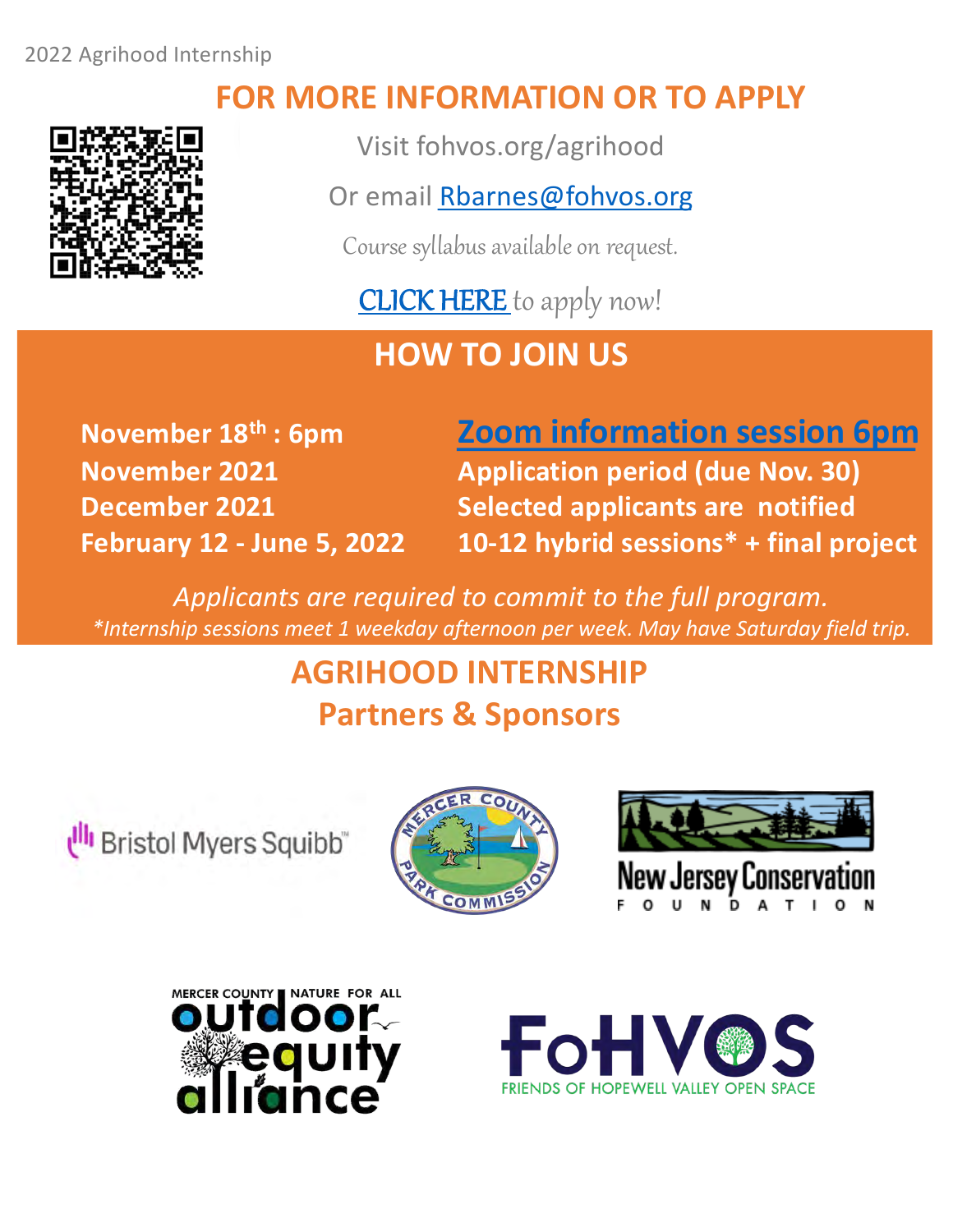2022 Agrihood Internship

## FOR MORE INFORMATION OR TO APPLY

Visit fohvos.org/agrihood

Or email Rbarnes@fohvos.org

*Course syllabus available on request.*

CLICK HERE *to apply now!*

## HOW TO JOIN US

| | |
|---|---|
| **November 18th : 6pm** | **Zoom information session 6pm** |
| **November 2021** | **Application period (due Nov. 30)** |
| **December 2021** | **Selected applicants are notified** |
| **February 12 - June 5, 2022** | **10-12 hybrid sessions* + final project** |

*Applicants are required to commit to the full program.*

**Internship sessions meet 1 weekday afternoon per week. May have Saturday field trip.*

## AGRIHOOD INTERNSHIP
## Partners & Sponsors

Bristol Myers Squibb™

Mercer County Park Commission

New Jersey Conservation Foundation

Mercer County | Nature For All — outdoor equity alliance

FoHVOS — Friends of Hopewell Valley Open Space